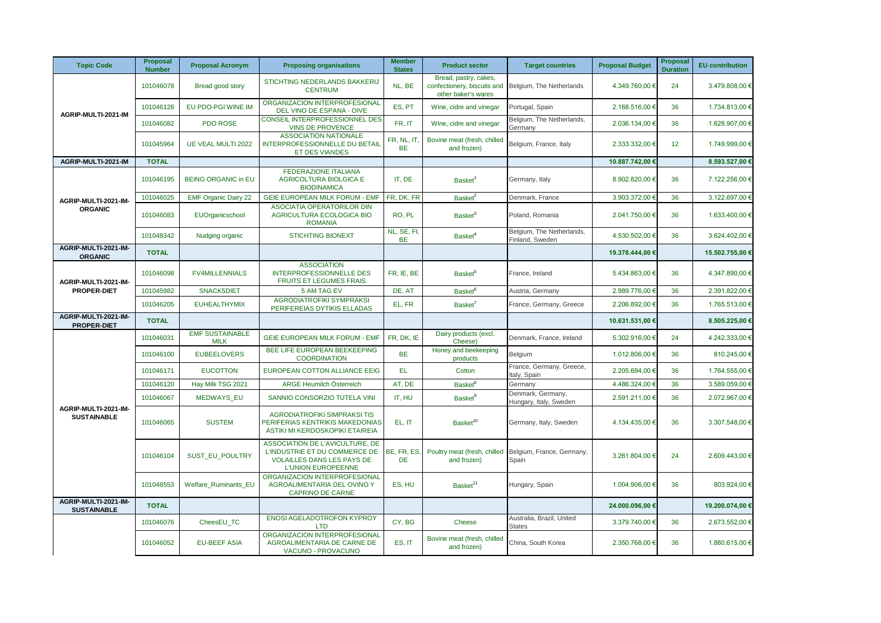| Topic Code | Proposal Number | Proposal Acronym | Proposing organisations | Member States | Product sector | Target countries | Proposal Budget | Proposal Duration | EU contribution |
| --- | --- | --- | --- | --- | --- | --- | --- | --- | --- |
| AGRIP-MULTI-2021-IM | 101046078 | Bread good story | STICHTING NEDERLANDS BAKKERIJ CENTRUM | NL, BE | Bread, pastry, cakes, confectionery, biscuits and other baker's wares | Belgium, The Netherlands | 4.349.760,00 € | 24 | 3.479.808,00 € |
| | 101046128 | EU PDO-PGI WINE IM | ORGANIZACION INTERPROFESIONAL DEL VINO DE ESPANA - OIVE | ES, PT | Wine, cidre and vinegar | Portugal, Spain | 2.168.516,00 € | 36 | 1.734.813,00 € |
| | 101046082 | PDO ROSE | CONSEIL INTERPROFESSIONNEL DES VINS DE PROVENCE | FR, IT | Wine, cidre and vinegar | Belgium, The Netherlands, Germany | 2.036.134,00 € | 36 | 1.628.907,00 € |
| | 101045964 | UE VEAL MULTI 2022 | ASSOCIATION NATIONALE INTERPROFESSIONNELLE DU BETAIL ET DES VIANDES | FR, NL, IT, BE | Bovine meat (fresh, chilled and frozen) | Belgium, France, Italy | 2.333.332,00 € | 12 | 1.749.999,00 € |
| **AGRIP-MULTI-2021-IM** | **TOTAL** | | | | | | **10.887.742,00 €** | | **8.593.527,00 €** |
| AGRIP-MULTI-2021-IM-ORGANIC | 101046195 | BEING ORGANIC in EU | FEDERAZIONE ITALIANA AGRICOLTURA BIOLGICA E BIODINAMICA | IT, DE | Basket[1] | Germany, Italy | 8.902.820,00 € | 36 | 7.122.256,00 € |
| | 101046025 | EMF Organic Dairy 22 | GEIE EUROPEAN MILK FORUM - EMF | FR, DK, FR | Basket[2] | Denmark, France | 3.903.372,00 € | 36 | 3.122.697,00 € |
| | 101046083 | EUOrganicschool | ASOCIATIA OPERATORILOR DIN AGRICULTURA ECOLOGICA BIO ROMANIA | RO, PL | Basket[3] | Poland, Romania | 2.041.750,00 € | 36 | 1.633.400,00 € |
| | 101048342 | Nudging organic | STICHTING BIONEXT | NL, SE, FI, BE | Basket[4] | Belgium, The Netherlands, Finland, Sweden | 4.530.502,00 € | 36 | 3.624.402,00 € |
| **AGRIP-MULTI-2021-IM-ORGANIC** | **TOTAL** | | | | | | **19.378.444,00 €** | | **15.502.755,00 €** |
| AGRIP-MULTI-2021-IM-PROPER-DIET | 101046098 | FV4MILLENNIALS | ASSOCIATION INTERPROFESSIONNELLE DES FRUITS ET LEGUMES FRAIS | FR, IE, BE | Basket[5] | France, Ireland | 5.434.863,00 € | 36 | 4.347.890,00 € |
| | 101045982 | SNACK5DIET | 5 AM TAG EV | DE, AT | Basket[6] | Austria, Germany | 2.989.776,00 € | 36 | 2.391.822,00 € |
| | 101046205 | EUHEALTHYMIX | AGRODIATROFIKI SYMPRAKSI PERIFEREIAS DYTIKIS ELLADAS | EL, FR | Basket[7] | France, Germany, Greece | 2.206.892,00 € | 36 | 1.765.513,00 € |
| **AGRIP-MULTI-2021-IM-PROPER-DIET** | **TOTAL** | | | | | | **10.631.531,00 €** | | **8.505.225,00 €** |
| AGRIP-MULTI-2021-IM-SUSTAINABLE | 101046031 | EMF SUSTAINABLE MILK | GEIE EUROPEAN MILK FORUM - EMF | FR, DK, IE | Dairy products (excl. Cheese) | Denmark, France, Ireland | 5.302.916,00 € | 24 | 4.242.333,00 € |
| | 101046100 | EUBEELOVERS | BEE LIFE EUROPEAN BEEKEEPING COORDINATION | BE | Honey and beekeeping products | Belgium | 1.012.806,00 € | 36 | 810.245,00 € |
| | 101046171 | EUCOTTON | EUROPEAN COTTON ALLIANCE EEIG | EL | Cotton | France, Germany, Greece, Italy, Spain | 2.205.694,00 € | 36 | 1.764.555,00 € |
| | 101046120 | Hay Milk TSG 2021 | ARGE Heumilch Österreich | AT, DE | Basket[8] | Germany | 4.486.324,00 € | 36 | 3.589.059,00 € |
| | 101046067 | MEDWAYS_EU | SANNIO CONSORZIO TUTELA VINI | IT, HU | Basket[9] | Denmark, Germany, Hungary, Italy, Sweden | 2.591.211,00 € | 36 | 2.072.967,00 € |
| | 101046065 | SUSTEM | AGRODIATROFIKI SIMPRAKSI TIS PERIFERIAS KENTRIKIS MAKEDONIAS ASTIKI MI KERDOSKOPIKI ETAIREIA | EL, IT | Basket[10] | Germany, Italy, Sweden | 4.134.435,00 € | 36 | 3.307.548,00 € |
| | 101046104 | SUST_EU_POULTRY | ASSOCIATION DE L'AVICULTURE, DE L'INDUSTRIE ET DU COMMERCE DE VOLAILLES DANS LES PAYS DE L'UNION EUROPEENNE | BE, FR, ES, DE | Poultry meat (fresh, chilled and frozen) | Belgium, France, Germany, Spain | 3.261.804,00 € | 24 | 2.609.443,00 € |
| | 101048553 | Welfare_Ruminants_EU | ORGANIZACION INTERPROFESIONAL AGROALIMENTARIA DEL OVINO Y CAPRINO DE CARNE | ES, HU | Basket[11] | Hungary, Spain | 1.004.906,00 € | 36 | 803.924,00 € |
| **AGRIP-MULTI-2021-IM-SUSTAINABLE** | **TOTAL** | | | | | | **24.000.096,00 €** | | **19.200.074,00 €** |
| | 101046076 | CheesEU_TC | ENOSI AGELADOTROFON KYPROY LTD | CY, BG | Cheese | Australia, Brazil, United States | 3.379.740,00 € | 36 | 2.673.552,00 € |
| | 101046052 | EU-BEEF ASIA | ORGANIZACION INTERPROFESIONAL AGROALIMENTARIA DE CARNE DE VACUNO - PROVACUNO | ES, IT | Bovine meat (fresh, chilled and frozen) | China, South Korea | 2.350.768,00 € | 36 | 1.880.615,00 € |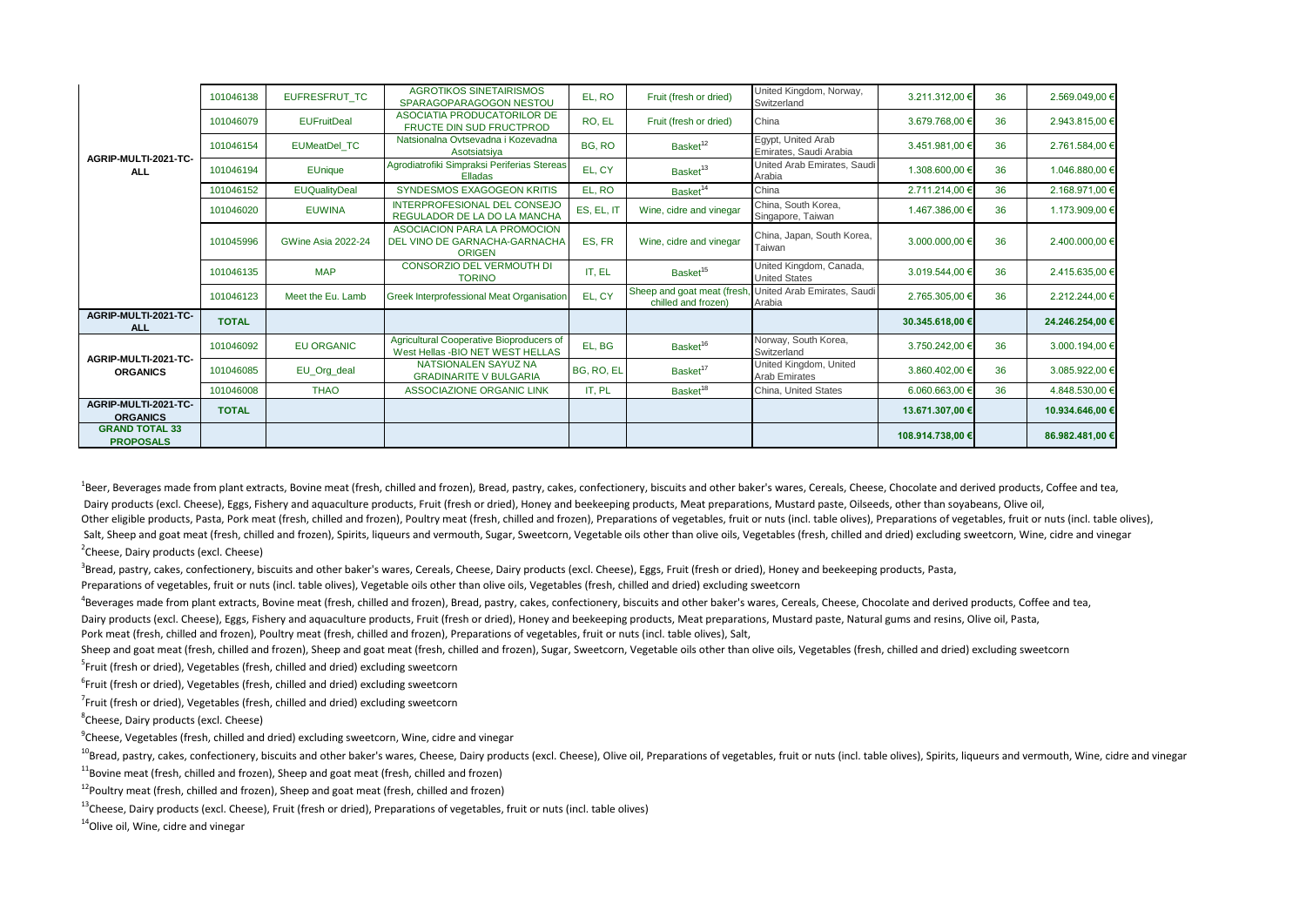| | | | | | | | | | |
|---|---|---|---|---|---|---|---|---|---|
| AGRIP-MULTI-2021-TC-ALL | 101046138 | EUFRESFRUT_TC | AGROTIKOS SINETAIRISMOS SPARAGOPARAGOGON NESTOU | EL, RO | Fruit (fresh or dried) | United Kingdom, Norway, Switzerland | 3.211.312,00 € | 36 | 2.569.049,00 € |
| | 101046079 | EUFruitDeal | ASOCIATIA PRODUCATORILOR DE FRUCTE DIN SUD FRUCTPROD | RO, EL | Fruit (fresh or dried) | China | 3.679.768,00 € | 36 | 2.943.815,00 € |
| | 101046154 | EUMeatDel_TC | Natsionalna Ovtsevadna i Kozevadna Asotsiatsiya | BG, RO | Basket[12] | Egypt, United Arab Emirates, Saudi Arabia | 3.451.981,00 € | 36 | 2.761.584,00 € |
| | 101046194 | EUnique | Agrodiatrofiki Simpraksi Periferias Stereas Elladas | EL, CY | Basket[13] | United Arab Emirates, Saudi Arabia | 1.308.600,00 € | 36 | 1.046.880,00 € |
| | 101046152 | EUQualityDeal | SYNDESMOS EXAGOGEON KRITIS | EL, RO | Basket[14] | China | 2.711.214,00 € | 36 | 2.168.971,00 € |
| | 101046020 | EUWINA | INTERPROFESIONAL DEL CONSEJO REGULADOR DE LA DO LA MANCHA | ES, EL, IT | Wine, cidre and vinegar | China, South Korea, Singapore, Taiwan | 1.467.386,00 € | 36 | 1.173.909,00 € |
| | 101045996 | GWine Asia 2022-24 | ASOCIACION PARA LA PROMOCION DEL VINO DE GARNACHA-GARNACHA ORIGEN | ES, FR | Wine, cidre and vinegar | China, Japan, South Korea, Taiwan | 3.000.000,00 € | 36 | 2.400.000,00 € |
| | 101046135 | MAP | CONSORZIO DEL VERMOUTH DI TORINO | IT, EL | Basket[15] | United Kingdom, Canada, United States | 3.019.544,00 € | 36 | 2.415.635,00 € |
| | 101046123 | Meet the Eu. Lamb | Greek Interprofessional Meat Organisation | EL, CY | Sheep and goat meat (fresh, chilled and frozen) | United Arab Emirates, Saudi Arabia | 2.765.305,00 € | 36 | 2.212.244,00 € |
| **AGRIP-MULTI-2021-TC-ALL** | **TOTAL** | | | | | | **30.345.618,00 €** | | **24.246.254,00 €** |
| AGRIP-MULTI-2021-TC-ORGANICS | 101046092 | EU ORGANIC | Agricultural Cooperative Bioproducers of West Hellas -BIO NET WEST HELLAS | EL, BG | Basket[16] | Norway, South Korea, Switzerland | 3.750.242,00 € | 36 | 3.000.194,00 € |
| | 101046085 | EU_Org_deal | NATSIONALEN SAYUZ NA GRADINARITE V BULGARIA | BG, RO, EL | Basket[17] | United Kingdom, United Arab Emirates | 3.860.402,00 € | 36 | 3.085.922,00 € |
| | 101046008 | THAO | ASSOCIAZIONE ORGANIC LINK | IT, PL | Basket[18] | China, United States | 6.060.663,00 € | 36 | 4.848.530,00 € |
| **AGRIP-MULTI-2021-TC-ORGANICS** | **TOTAL** | | | | | | **13.671.307,00 €** | | **10.934.646,00 €** |
| **GRAND TOTAL 33 PROPOSALS** | | | | | | | **108.914.738,00 €** | | **86.982.481,00 €** |

[1]Beer, Beverages made from plant extracts, Bovine meat (fresh, chilled and frozen), Bread, pastry, cakes, confectionery, biscuits and other baker's wares, Cereals, Cheese, Chocolate and derived products, Coffee and tea, Dairy products (excl. Cheese), Eggs, Fishery and aquaculture products, Fruit (fresh or dried), Honey and beekeeping products, Meat preparations, Mustard paste, Oilseeds, other than soyabeans, Olive oil, Other eligible products, Pasta, Pork meat (fresh, chilled and frozen), Poultry meat (fresh, chilled and frozen), Preparations of vegetables, fruit or nuts (incl. table olives), Preparations of vegetables, fruit or nuts (incl. table olives), Salt, Sheep and goat meat (fresh, chilled and frozen), Spirits, liqueurs and vermouth, Sugar, Sweetcorn, Vegetable oils other than olive oils, Vegetables (fresh, chilled and dried) excluding sweetcorn, Wine, cidre and vinegar

[2]Cheese, Dairy products (excl. Cheese)

[3]Bread, pastry, cakes, confectionery, biscuits and other baker's wares, Cereals, Cheese, Dairy products (excl. Cheese), Eggs, Fruit (fresh or dried), Honey and beekeeping products, Pasta, Preparations of vegetables, fruit or nuts (incl. table olives), Vegetable oils other than olive oils, Vegetables (fresh, chilled and dried) excluding sweetcorn

[4]Beverages made from plant extracts, Bovine meat (fresh, chilled and frozen), Bread, pastry, cakes, confectionery, biscuits and other baker's wares, Cereals, Cheese, Chocolate and derived products, Coffee and tea, Dairy products (excl. Cheese), Eggs, Fishery and aquaculture products, Fruit (fresh or dried), Honey and beekeeping products, Meat preparations, Mustard paste, Natural gums and resins, Olive oil, Pasta, Pork meat (fresh, chilled and frozen), Poultry meat (fresh, chilled and frozen), Preparations of vegetables, fruit or nuts (incl. table olives), Salt, Sheep and goat meat (fresh, chilled and frozen), Sheep and goat meat (fresh, chilled and frozen), Sugar, Sweetcorn, Vegetable oils other than olive oils, Vegetables (fresh, chilled and dried) excluding sweetcorn

[5]Fruit (fresh or dried), Vegetables (fresh, chilled and dried) excluding sweetcorn

[6]Fruit (fresh or dried), Vegetables (fresh, chilled and dried) excluding sweetcorn

[7]Fruit (fresh or dried), Vegetables (fresh, chilled and dried) excluding sweetcorn

[8]Cheese, Dairy products (excl. Cheese)

[9]Cheese, Vegetables (fresh, chilled and dried) excluding sweetcorn, Wine, cidre and vinegar

[10]Bread, pastry, cakes, confectionery, biscuits and other baker's wares, Cheese, Dairy products (excl. Cheese), Olive oil, Preparations of vegetables, fruit or nuts (incl. table olives), Spirits, liqueurs and vermouth, Wine, cidre and vinegar

[11]Bovine meat (fresh, chilled and frozen), Sheep and goat meat (fresh, chilled and frozen)

[12]Poultry meat (fresh, chilled and frozen), Sheep and goat meat (fresh, chilled and frozen)

[13]Cheese, Dairy products (excl. Cheese), Fruit (fresh or dried), Preparations of vegetables, fruit or nuts (incl. table olives)

[14]Olive oil, Wine, cidre and vinegar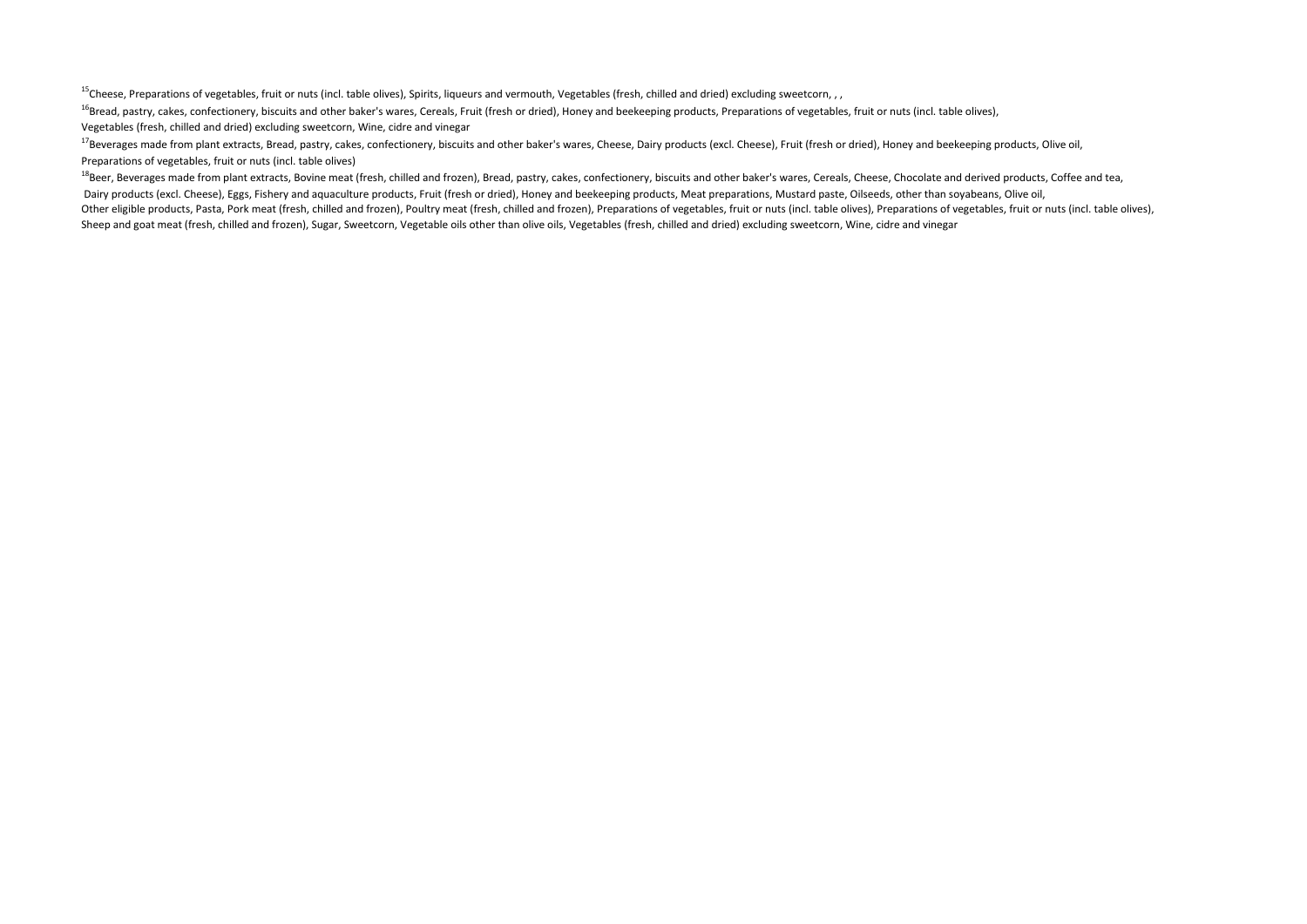[15]Cheese, Preparations of vegetables, fruit or nuts (incl. table olives), Spirits, liqueurs and vermouth, Vegetables (fresh, chilled and dried) excluding sweetcorn, , ,

[16]Bread, pastry, cakes, confectionery, biscuits and other baker's wares, Cereals, Fruit (fresh or dried), Honey and beekeeping products, Preparations of vegetables, fruit or nuts (incl. table olives), Vegetables (fresh, chilled and dried) excluding sweetcorn, Wine, cidre and vinegar

[17]Beverages made from plant extracts, Bread, pastry, cakes, confectionery, biscuits and other baker's wares, Cheese, Dairy products (excl. Cheese), Fruit (fresh or dried), Honey and beekeeping products, Olive oil, Preparations of vegetables, fruit or nuts (incl. table olives)

[18]Beer, Beverages made from plant extracts, Bovine meat (fresh, chilled and frozen), Bread, pastry, cakes, confectionery, biscuits and other baker's wares, Cereals, Cheese, Chocolate and derived products, Coffee and tea, Dairy products (excl. Cheese), Eggs, Fishery and aquaculture products, Fruit (fresh or dried), Honey and beekeeping products, Meat preparations, Mustard paste, Oilseeds, other than soyabeans, Olive oil, Other eligible products, Pasta, Pork meat (fresh, chilled and frozen), Poultry meat (fresh, chilled and frozen), Preparations of vegetables, fruit or nuts (incl. table olives), Preparations of vegetables, fruit or nuts (incl. table olives), Sheep and goat meat (fresh, chilled and frozen), Sugar, Sweetcorn, Vegetable oils other than olive oils, Vegetables (fresh, chilled and dried) excluding sweetcorn, Wine, cidre and vinegar